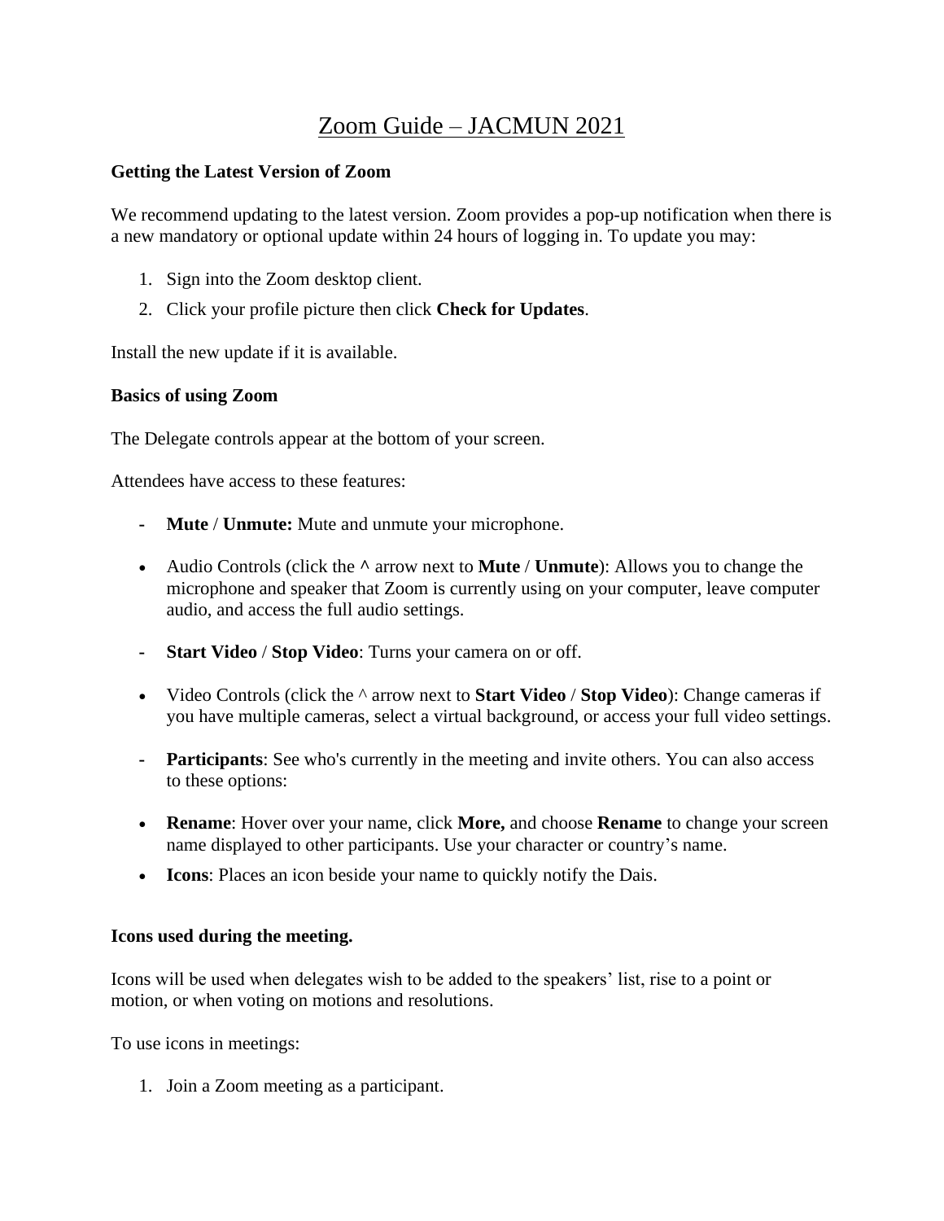# Zoom Guide – JACMUN 2021

**Getting the Latest Version of Zoom**

We recommend updating to the latest version. Zoom provides a pop-up notification when there is a new mandatory or optional update within 24 hours of logging in. To update you may:

1. Sign into the Zoom desktop client.
2. Click your profile picture then click **Check for Updates**.

Install the new update if it is available.

**Basics of using Zoom**

The Delegate controls appear at the bottom of your screen.

Attendees have access to these features:

- **Mute** / **Unmute:** Mute and unmute your microphone.

- Audio Controls (click the **^** arrow next to **Mute** / **Unmute**): Allows you to change the microphone and speaker that Zoom is currently using on your computer, leave computer audio, and access the full audio settings.

- **Start Video** / **Stop Video**: Turns your camera on or off.

- Video Controls (click the ^ arrow next to **Start Video** / **Stop Video**): Change cameras if you have multiple cameras, select a virtual background, or access your full video settings.

- **Participants**: See who's currently in the meeting and invite others. You can also access to these options:

- **Rename**: Hover over your name, click **More,** and choose **Rename** to change your screen name displayed to other participants. Use your character or country's name.
- **Icons**: Places an icon beside your name to quickly notify the Dais.

**Icons used during the meeting.**

Icons will be used when delegates wish to be added to the speakers' list, rise to a point or motion, or when voting on motions and resolutions.

To use icons in meetings:

1. Join a Zoom meeting as a participant.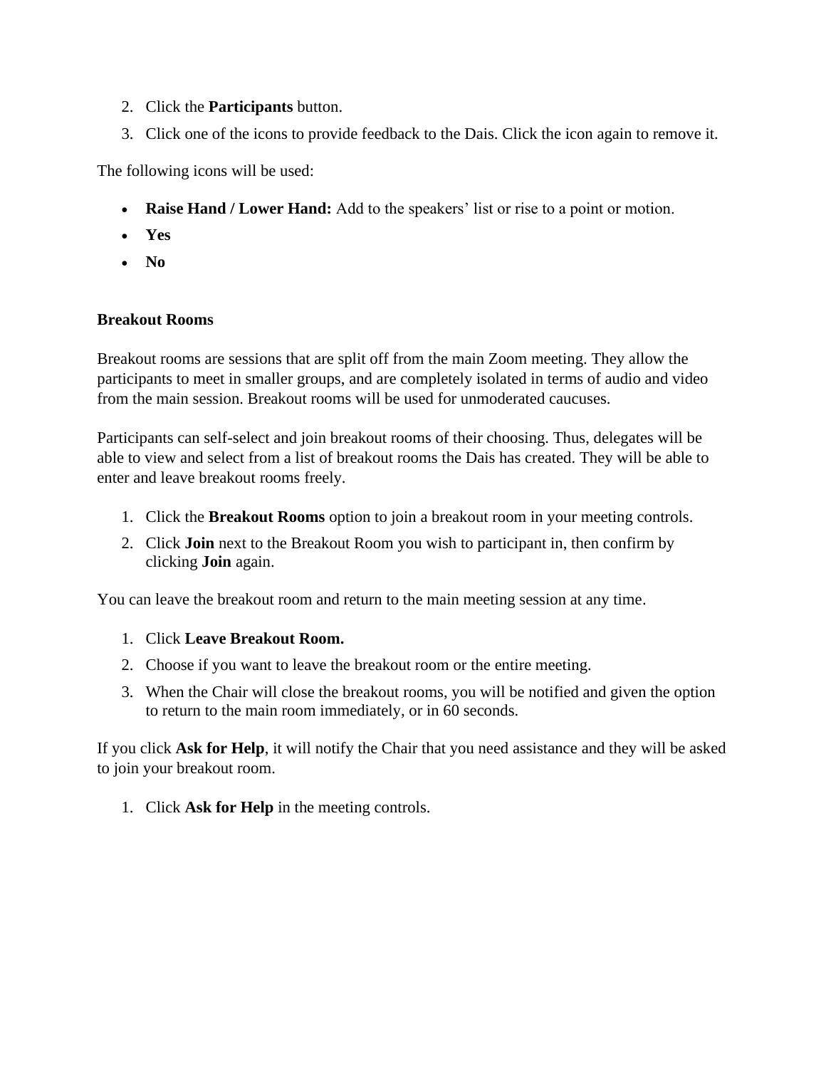2. Click the **Participants** button.
3. Click one of the icons to provide feedback to the Dais. Click the icon again to remove it.

The following icons will be used:

- **Raise Hand / Lower Hand:** Add to the speakers' list or rise to a point or motion.
- **Yes**
- **No**

**Breakout Rooms**

Breakout rooms are sessions that are split off from the main Zoom meeting. They allow the participants to meet in smaller groups, and are completely isolated in terms of audio and video from the main session. Breakout rooms will be used for unmoderated caucuses.

Participants can self-select and join breakout rooms of their choosing. Thus, delegates will be able to view and select from a list of breakout rooms the Dais has created. They will be able to enter and leave breakout rooms freely.

1. Click the **Breakout Rooms** option to join a breakout room in your meeting controls.
2. Click **Join** next to the Breakout Room you wish to participant in, then confirm by clicking **Join** again.

You can leave the breakout room and return to the main meeting session at any time.

1. Click **Leave Breakout Room.**
2. Choose if you want to leave the breakout room or the entire meeting.
3. When the Chair will close the breakout rooms, you will be notified and given the option to return to the main room immediately, or in 60 seconds.

If you click **Ask for Help**, it will notify the Chair that you need assistance and they will be asked to join your breakout room.

1. Click **Ask for Help** in the meeting controls.